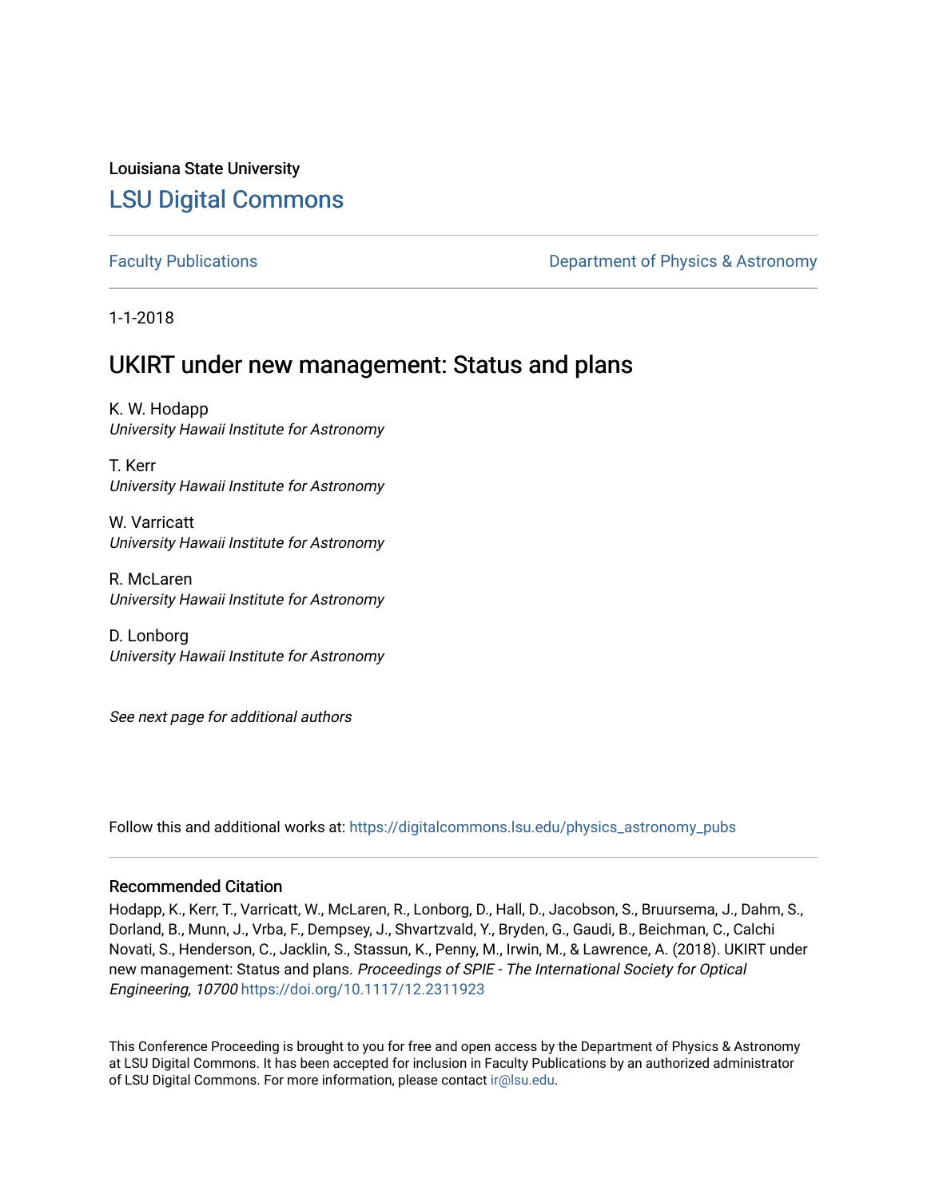Louisiana State University

# LSU Digital Commons

Faculty Publications

Department of Physics & Astronomy

1-1-2018

## UKIRT under new management: Status and plans

K. W. Hodapp
*University Hawaii Institute for Astronomy*

T. Kerr
*University Hawaii Institute for Astronomy*

W. Varricatt
*University Hawaii Institute for Astronomy*

R. McLaren
*University Hawaii Institute for Astronomy*

D. Lonborg
*University Hawaii Institute for Astronomy*

*See next page for additional authors*

Follow this and additional works at: https://digitalcommons.lsu.edu/physics_astronomy_pubs

### Recommended Citation

Hodapp, K., Kerr, T., Varricatt, W., McLaren, R., Lonborg, D., Hall, D., Jacobson, S., Bruursema, J., Dahm, S., Dorland, B., Munn, J., Vrba, F., Dempsey, J., Shvartzvald, Y., Bryden, G., Gaudi, B., Beichman, C., Calchi Novati, S., Henderson, C., Jacklin, S., Stassun, K., Penny, M., Irwin, M., & Lawrence, A. (2018). UKIRT under new management: Status and plans. *Proceedings of SPIE - The International Society for Optical Engineering, 10700* https://doi.org/10.1117/12.2311923

This Conference Proceeding is brought to you for free and open access by the Department of Physics & Astronomy at LSU Digital Commons. It has been accepted for inclusion in Faculty Publications by an authorized administrator of LSU Digital Commons. For more information, please contact ir@lsu.edu.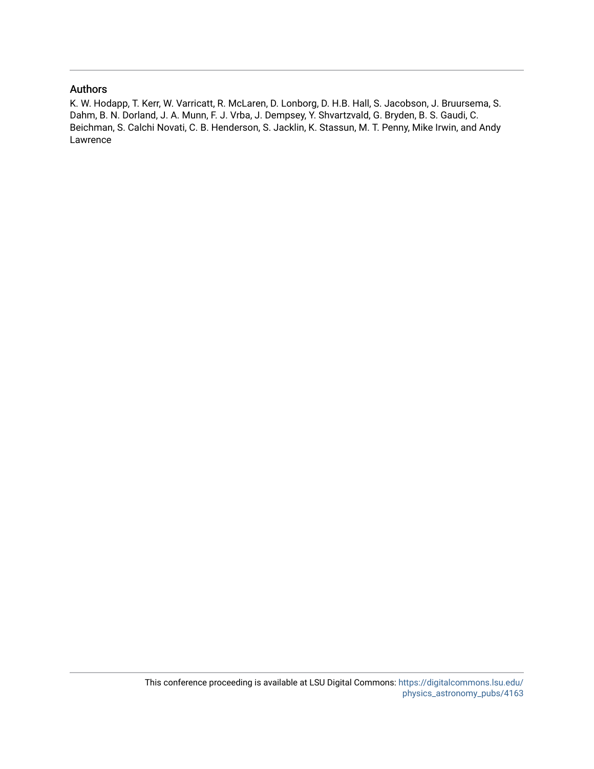## Authors

K. W. Hodapp, T. Kerr, W. Varricatt, R. McLaren, D. Lonborg, D. H.B. Hall, S. Jacobson, J. Bruursema, S. Dahm, B. N. Dorland, J. A. Munn, F. J. Vrba, J. Dempsey, Y. Shvartzvald, G. Bryden, B. S. Gaudi, C. Beichman, S. Calchi Novati, C. B. Henderson, S. Jacklin, K. Stassun, M. T. Penny, Mike Irwin, and Andy Lawrence

This conference proceeding is available at LSU Digital Commons: https://digitalcommons.lsu.edu/physics_astronomy_pubs/4163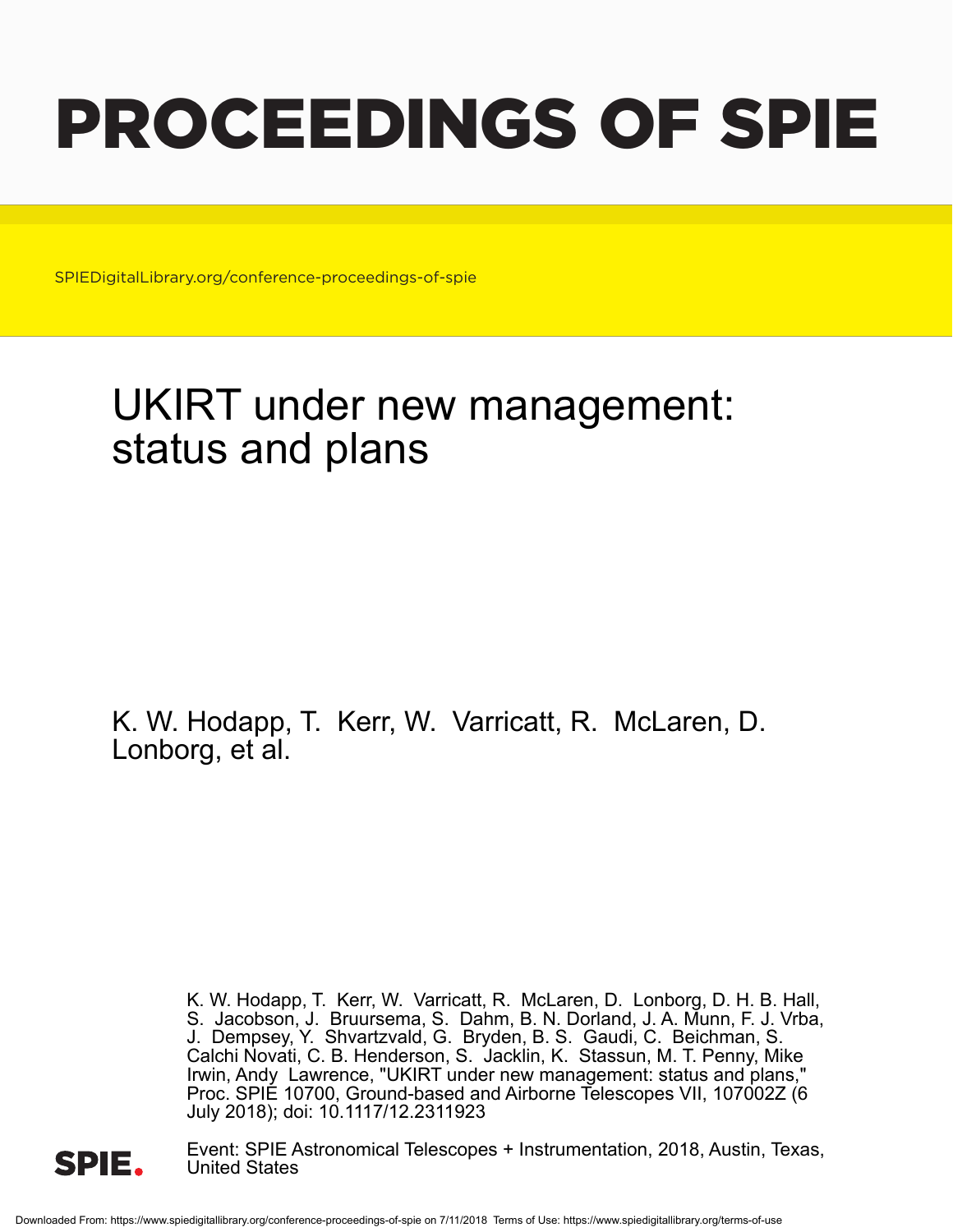# PROCEEDINGS OF SPIE

SPIEDigitalLibrary.org/conference-proceedings-of-spie

# UKIRT under new management: status and plans

K. W. Hodapp, T. Kerr, W. Varricatt, R. McLaren, D. Lonborg, et al.

K. W. Hodapp, T. Kerr, W. Varricatt, R. McLaren, D. Lonborg, D. H. B. Hall, S. Jacobson, J. Bruursema, S. Dahm, B. N. Dorland, J. A. Munn, F. J. Vrba, J. Dempsey, Y. Shvartzvald, G. Bryden, B. S. Gaudi, C. Beichman, S. Calchi Novati, C. B. Henderson, S. Jacklin, K. Stassun, M. T. Penny, Mike Irwin, Andy Lawrence, "UKIRT under new management: status and plans," Proc. SPIE 10700, Ground-based and Airborne Telescopes VII, 107002Z (6 July 2018); doi: 10.1117/12.2311923

Event: SPIE Astronomical Telescopes + Instrumentation, 2018, Austin, Texas, United States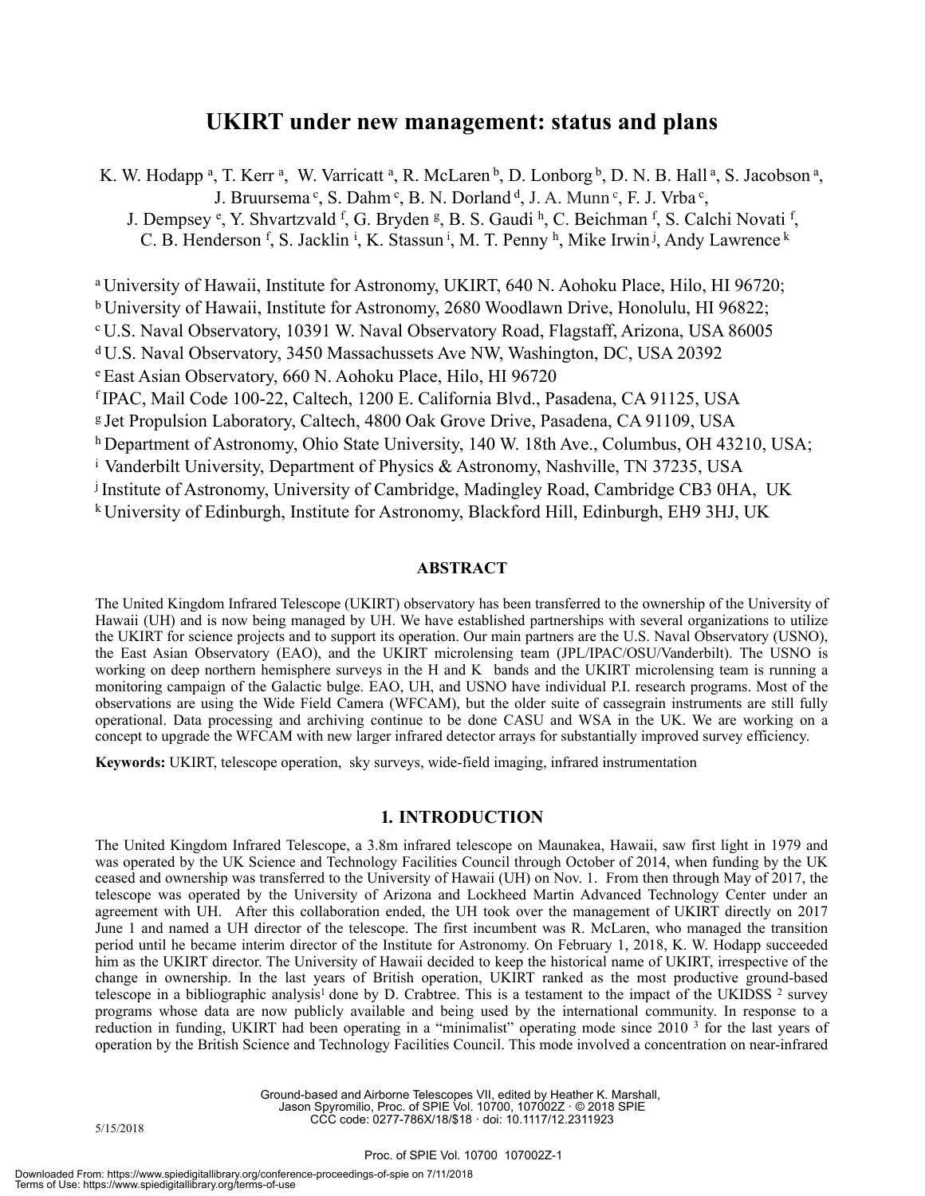# UKIRT under new management: status and plans

K. W. Hodapp [a], T. Kerr [a], W. Varricatt [a], R. McLaren [b], D. Lonborg [b], D. N. B. Hall [a], S. Jacobson [a], J. Bruursema [c], S. Dahm [c], B. N. Dorland [d], J. A. Munn [c], F. J. Vrba [c], J. Dempsey [e], Y. Shvartzvald [f], G. Bryden [g], B. S. Gaudi [h], C. Beichman [f], S. Calchi Novati [f], C. B. Henderson [f], S. Jacklin [i], K. Stassun [i], M. T. Penny [h], Mike Irwin [j], Andy Lawrence [k]

[a] University of Hawaii, Institute for Astronomy, UKIRT, 640 N. Aohoku Place, Hilo, HI 96720;
[b] University of Hawaii, Institute for Astronomy, 2680 Woodlawn Drive, Honolulu, HI 96822;
[c] U.S. Naval Observatory, 10391 W. Naval Observatory Road, Flagstaff, Arizona, USA 86005
[d] U.S. Naval Observatory, 3450 Massachussets Ave NW, Washington, DC, USA 20392
[e] East Asian Observatory, 660 N. Aohoku Place, Hilo, HI 96720
[f] IPAC, Mail Code 100-22, Caltech, 1200 E. California Blvd., Pasadena, CA 91125, USA
[g] Jet Propulsion Laboratory, Caltech, 4800 Oak Grove Drive, Pasadena, CA 91109, USA
[h] Department of Astronomy, Ohio State University, 140 W. 18th Ave., Columbus, OH 43210, USA;
[i] Vanderbilt University, Department of Physics & Astronomy, Nashville, TN 37235, USA
[j] Institute of Astronomy, University of Cambridge, Madingley Road, Cambridge CB3 0HA, UK
[k] University of Edinburgh, Institute for Astronomy, Blackford Hill, Edinburgh, EH9 3HJ, UK

## ABSTRACT

The United Kingdom Infrared Telescope (UKIRT) observatory has been transferred to the ownership of the University of Hawaii (UH) and is now being managed by UH. We have established partnerships with several organizations to utilize the UKIRT for science projects and to support its operation. Our main partners are the U.S. Naval Observatory (USNO), the East Asian Observatory (EAO), and the UKIRT microlensing team (JPL/IPAC/OSU/Vanderbilt). The USNO is working on deep northern hemisphere surveys in the H and K bands and the UKIRT microlensing team is running a monitoring campaign of the Galactic bulge. EAO, UH, and USNO have individual P.I. research programs. Most of the observations are using the Wide Field Camera (WFCAM), but the older suite of cassegrain instruments are still fully operational. Data processing and archiving continue to be done CASU and WSA in the UK. We are working on a concept to upgrade the WFCAM with new larger infrared detector arrays for substantially improved survey efficiency.

**Keywords:** UKIRT, telescope operation, sky surveys, wide-field imaging, infrared instrumentation

## 1. INTRODUCTION

The United Kingdom Infrared Telescope, a 3.8m infrared telescope on Maunakea, Hawaii, saw first light in 1979 and was operated by the UK Science and Technology Facilities Council through October of 2014, when funding by the UK ceased and ownership was transferred to the University of Hawaii (UH) on Nov. 1. From then through May of 2017, the telescope was operated by the University of Arizona and Lockheed Martin Advanced Technology Center under an agreement with UH. After this collaboration ended, the UH took over the management of UKIRT directly on 2017 June 1 and named a UH director of the telescope. The first incumbent was R. McLaren, who managed the transition period until he became interim director of the Institute for Astronomy. On February 1, 2018, K. W. Hodapp succeeded him as the UKIRT director. The University of Hawaii decided to keep the historical name of UKIRT, irrespective of the change in ownership. In the last years of British operation, UKIRT ranked as the most productive ground-based telescope in a bibliographic analysis[1] done by D. Crabtree. This is a testament to the impact of the UKIDSS [2] survey programs whose data are now publicly available and being used by the international community. In response to a reduction in funding, UKIRT had been operating in a "minimalist" operating mode since 2010 [3] for the last years of operation by the British Science and Technology Facilities Council. This mode involved a concentration on near-infrared

Ground-based and Airborne Telescopes VII, edited by Heather K. Marshall, Jason Spyromilio, Proc. of SPIE Vol. 10700, 107002Z · © 2018 SPIE
CCC code: 0277-786X/18/$18 · doi: 10.1117/12.2311923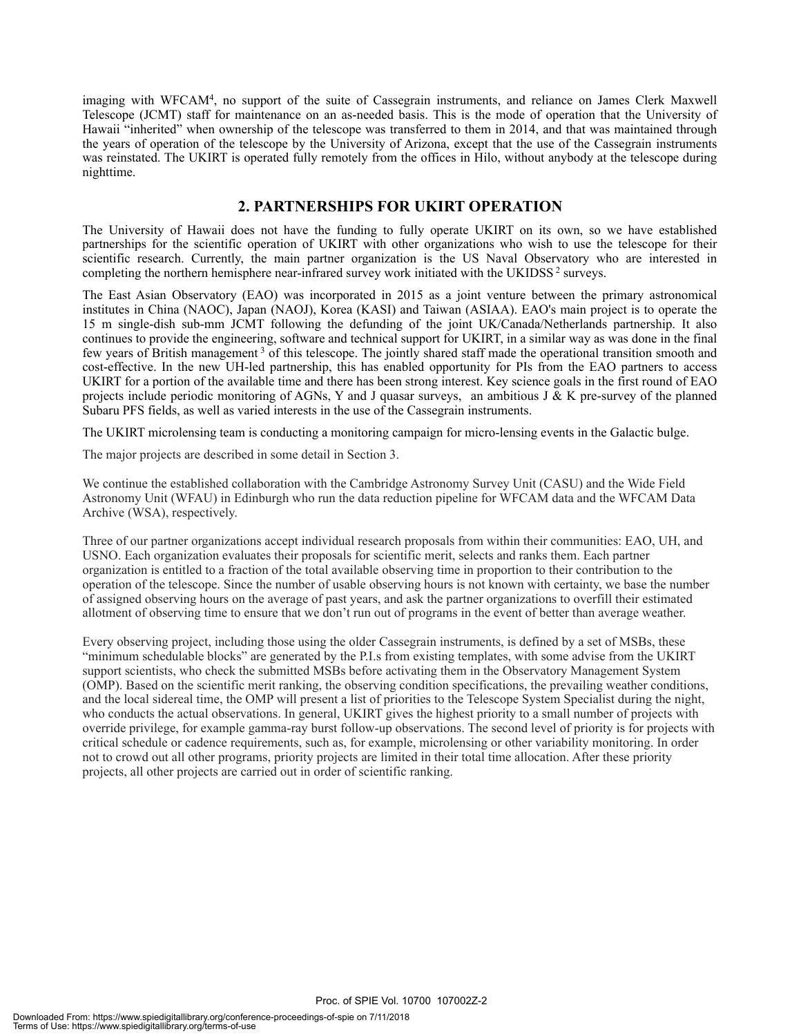imaging with WFCAM[4], no support of the suite of Cassegrain instruments, and reliance on James Clerk Maxwell Telescope (JCMT) staff for maintenance on an as-needed basis. This is the mode of operation that the University of Hawaii "inherited" when ownership of the telescope was transferred to them in 2014, and that was maintained through the years of operation of the telescope by the University of Arizona, except that the use of the Cassegrain instruments was reinstated. The UKIRT is operated fully remotely from the offices in Hilo, without anybody at the telescope during nighttime.

## 2. PARTNERSHIPS FOR UKIRT OPERATION

The University of Hawaii does not have the funding to fully operate UKIRT on its own, so we have established partnerships for the scientific operation of UKIRT with other organizations who wish to use the telescope for their scientific research. Currently, the main partner organization is the US Naval Observatory who are interested in completing the northern hemisphere near-infrared survey work initiated with the UKIDSS[2] surveys.

The East Asian Observatory (EAO) was incorporated in 2015 as a joint venture between the primary astronomical institutes in China (NAOC), Japan (NAOJ), Korea (KASI) and Taiwan (ASIAA). EAO's main project is to operate the 15 m single-dish sub-mm JCMT following the defunding of the joint UK/Canada/Netherlands partnership. It also continues to provide the engineering, software and technical support for UKIRT, in a similar way as was done in the final few years of British management[3] of this telescope. The jointly shared staff made the operational transition smooth and cost-effective. In the new UH-led partnership, this has enabled opportunity for PIs from the EAO partners to access UKIRT for a portion of the available time and there has been strong interest. Key science goals in the first round of EAO projects include periodic monitoring of AGNs, Y and J quasar surveys, an ambitious J & K pre-survey of the planned Subaru PFS fields, as well as varied interests in the use of the Cassegrain instruments.

The UKIRT microlensing team is conducting a monitoring campaign for micro-lensing events in the Galactic bulge.

The major projects are described in some detail in Section 3.

We continue the established collaboration with the Cambridge Astronomy Survey Unit (CASU) and the Wide Field Astronomy Unit (WFAU) in Edinburgh who run the data reduction pipeline for WFCAM data and the WFCAM Data Archive (WSA), respectively.

Three of our partner organizations accept individual research proposals from within their communities: EAO, UH, and USNO. Each organization evaluates their proposals for scientific merit, selects and ranks them. Each partner organization is entitled to a fraction of the total available observing time in proportion to their contribution to the operation of the telescope. Since the number of usable observing hours is not known with certainty, we base the number of assigned observing hours on the average of past years, and ask the partner organizations to overfill their estimated allotment of observing time to ensure that we don't run out of programs in the event of better than average weather.

Every observing project, including those using the older Cassegrain instruments, is defined by a set of MSBs, these "minimum schedulable blocks" are generated by the P.I.s from existing templates, with some advise from the UKIRT support scientists, who check the submitted MSBs before activating them in the Observatory Management System (OMP). Based on the scientific merit ranking, the observing condition specifications, the prevailing weather conditions, and the local sidereal time, the OMP will present a list of priorities to the Telescope System Specialist during the night, who conducts the actual observations. In general, UKIRT gives the highest priority to a small number of projects with override privilege, for example gamma-ray burst follow-up observations. The second level of priority is for projects with critical schedule or cadence requirements, such as, for example, microlensing or other variability monitoring. In order not to crowd out all other programs, priority projects are limited in their total time allocation. After these priority projects, all other projects are carried out in order of scientific ranking.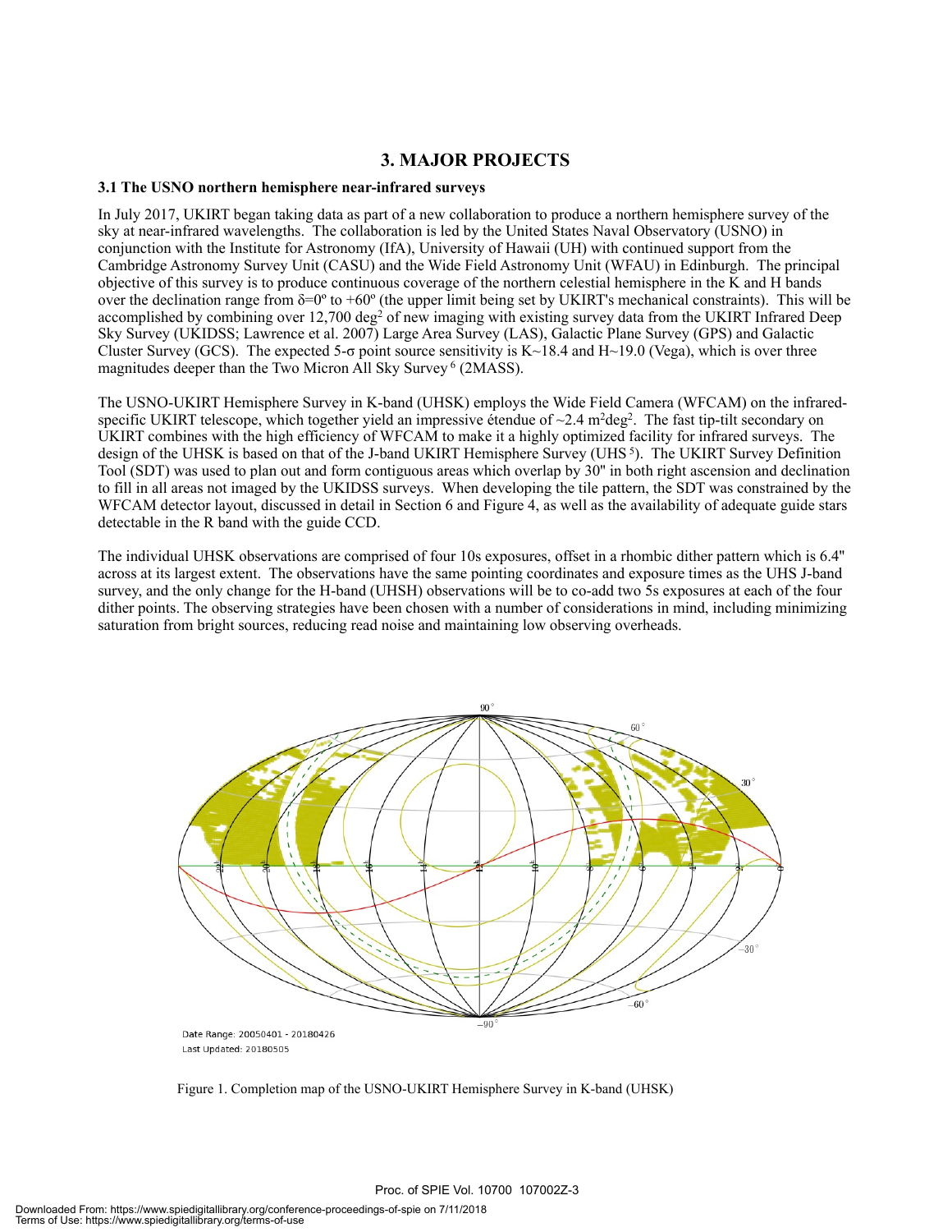# 3. MAJOR PROJECTS

### 3.1 The USNO northern hemisphere near-infrared surveys

In July 2017, UKIRT began taking data as part of a new collaboration to produce a northern hemisphere survey of the sky at near-infrared wavelengths. The collaboration is led by the United States Naval Observatory (USNO) in conjunction with the Institute for Astronomy (IfA), University of Hawaii (UH) with continued support from the Cambridge Astronomy Survey Unit (CASU) and the Wide Field Astronomy Unit (WFAU) in Edinburgh. The principal objective of this survey is to produce continuous coverage of the northern celestial hemisphere in the K and H bands over the declination range from δ=0º to +60º (the upper limit being set by UKIRT's mechanical constraints). This will be accomplished by combining over 12,700 deg$^2$ of new imaging with existing survey data from the UKIRT Infrared Deep Sky Survey (UKIDSS; Lawrence et al. 2007) Large Area Survey (LAS), Galactic Plane Survey (GPS) and Galactic Cluster Survey (GCS). The expected 5-σ point source sensitivity is K~18.4 and H~19.0 (Vega), which is over three magnitudes deeper than the Two Micron All Sky Survey [6] (2MASS).

The USNO-UKIRT Hemisphere Survey in K-band (UHSK) employs the Wide Field Camera (WFCAM) on the infrared-specific UKIRT telescope, which together yield an impressive étendue of ~2.4 m$^2$deg$^2$. The fast tip-tilt secondary on UKIRT combines with the high efficiency of WFCAM to make it a highly optimized facility for infrared surveys. The design of the UHSK is based on that of the J-band UKIRT Hemisphere Survey (UHS [5]). The UKIRT Survey Definition Tool (SDT) was used to plan out and form contiguous areas which overlap by 30" in both right ascension and declination to fill in all areas not imaged by the UKIDSS surveys. When developing the tile pattern, the SDT was constrained by the WFCAM detector layout, discussed in detail in Section 6 and Figure 4, as well as the availability of adequate guide stars detectable in the R band with the guide CCD.

The individual UHSK observations are comprised of four 10s exposures, offset in a rhombic dither pattern which is 6.4" across at its largest extent. The observations have the same pointing coordinates and exposure times as the UHS J-band survey, and the only change for the H-band (UHSH) observations will be to co-add two 5s exposures at each of the four dither points. The observing strategies have been chosen with a number of considerations in mind, including minimizing saturation from bright sources, reducing read noise and maintaining low observing overheads.

Date Range: 20050401 - 20180426
Last Updated: 20180505

Figure 1. Completion map of the USNO-UKIRT Hemisphere Survey in K-band (UHSK)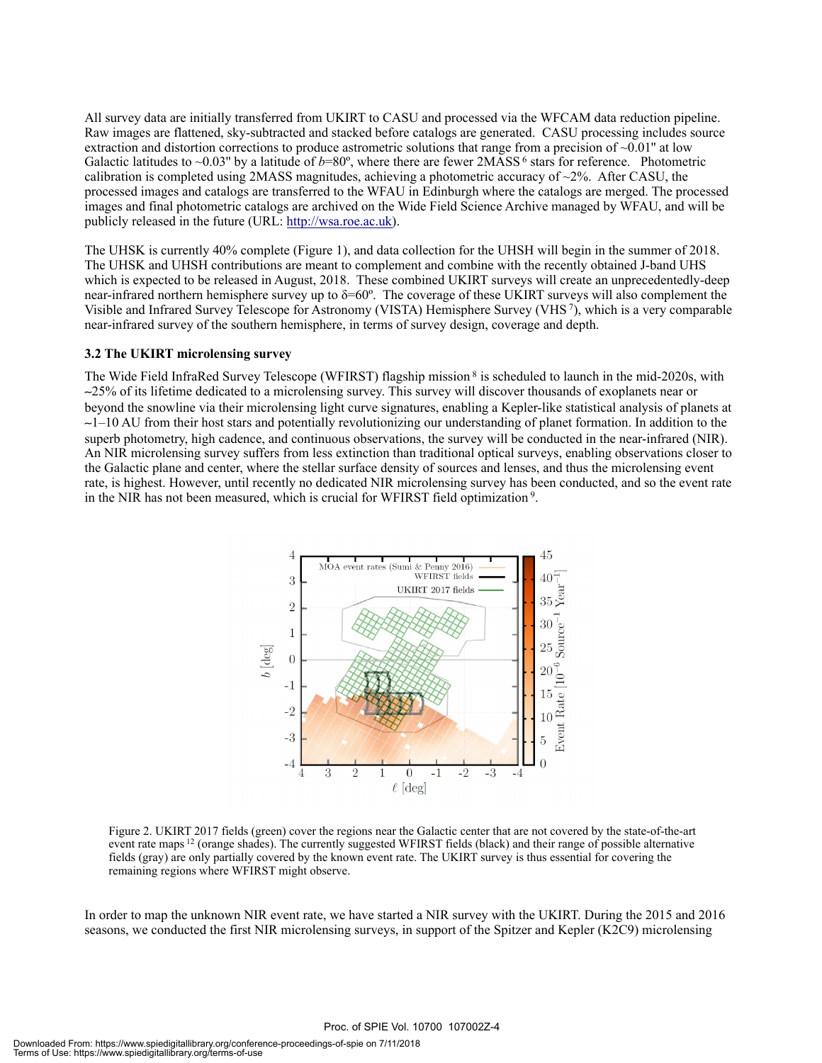All survey data are initially transferred from UKIRT to CASU and processed via the WFCAM data reduction pipeline. Raw images are flattened, sky-subtracted and stacked before catalogs are generated. CASU processing includes source extraction and distortion corrections to produce astrometric solutions that range from a precision of ~0.01" at low Galactic latitudes to ~0.03" by a latitude of *b*=80º, where there are fewer 2MASS[6] stars for reference. Photometric calibration is completed using 2MASS magnitudes, achieving a photometric accuracy of ~2%. After CASU, the processed images and catalogs are transferred to the WFAU in Edinburgh where the catalogs are merged. The processed images and final photometric catalogs are archived on the Wide Field Science Archive managed by WFAU, and will be publicly released in the future (URL: http://wsa.roe.ac.uk).

The UHSK is currently 40% complete (Figure 1), and data collection for the UHSH will begin in the summer of 2018. The UHSK and UHSH contributions are meant to complement and combine with the recently obtained J-band UHS which is expected to be released in August, 2018. These combined UKIRT surveys will create an unprecedentedly-deep near-infrared northern hemisphere survey up to δ=60º. The coverage of these UKIRT surveys will also complement the Visible and Infrared Survey Telescope for Astronomy (VISTA) Hemisphere Survey (VHS[7]), which is a very comparable near-infrared survey of the southern hemisphere, in terms of survey design, coverage and depth.

### 3.2 The UKIRT microlensing survey

The Wide Field InfraRed Survey Telescope (WFIRST) flagship mission[8] is scheduled to launch in the mid-2020s, with ~25% of its lifetime dedicated to a microlensing survey. This survey will discover thousands of exoplanets near or beyond the snowline via their microlensing light curve signatures, enabling a Kepler-like statistical analysis of planets at ~1–10 AU from their host stars and potentially revolutionizing our understanding of planet formation. In addition to the superb photometry, high cadence, and continuous observations, the survey will be conducted in the near-infrared (NIR). An NIR microlensing survey suffers from less extinction than traditional optical surveys, enabling observations closer to the Galactic plane and center, where the stellar surface density of sources and lenses, and thus the microlensing event rate, is highest. However, until recently no dedicated NIR microlensing survey has been conducted, and so the event rate in the NIR has not been measured, which is crucial for WFIRST field optimization[9].

Figure 2. UKIRT 2017 fields (green) cover the regions near the Galactic center that are not covered by the state-of-the-art event rate maps[12] (orange shades). The currently suggested WFIRST fields (black) and their range of possible alternative fields (gray) are only partially covered by the known event rate. The UKIRT survey is thus essential for covering the remaining regions where WFIRST might observe.

In order to map the unknown NIR event rate, we have started a NIR survey with the UKIRT. During the 2015 and 2016 seasons, we conducted the first NIR microlensing surveys, in support of the Spitzer and Kepler (K2C9) microlensing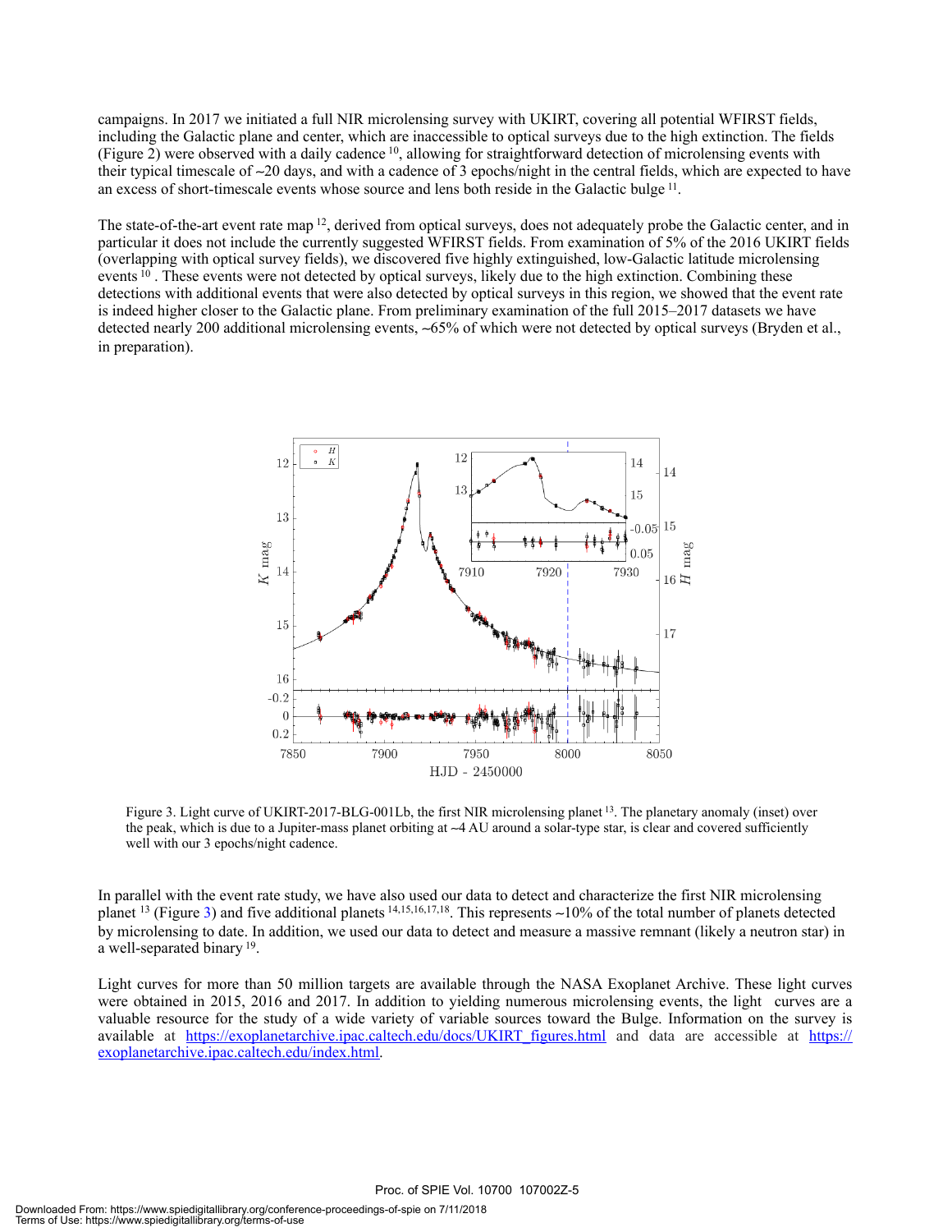campaigns. In 2017 we initiated a full NIR microlensing survey with UKIRT, covering all potential WFIRST fields, including the Galactic plane and center, which are inaccessible to optical surveys due to the high extinction. The fields (Figure 2) were observed with a daily cadence [10], allowing for straightforward detection of microlensing events with their typical timescale of ~20 days, and with a cadence of 3 epochs/night in the central fields, which are expected to have an excess of short-timescale events whose source and lens both reside in the Galactic bulge [11].

The state-of-the-art event rate map [12], derived from optical surveys, does not adequately probe the Galactic center, and in particular it does not include the currently suggested WFIRST fields. From examination of 5% of the 2016 UKIRT fields (overlapping with optical survey fields), we discovered five highly extinguished, low-Galactic latitude microlensing events [10]. These events were not detected by optical surveys, likely due to the high extinction. Combining these detections with additional events that were also detected by optical surveys in this region, we showed that the event rate is indeed higher closer to the Galactic plane. From preliminary examination of the full 2015–2017 datasets we have detected nearly 200 additional microlensing events, ~65% of which were not detected by optical surveys (Bryden et al., in preparation).

Figure 3. Light curve of UKIRT-2017-BLG-001Lb, the first NIR microlensing planet [13]. The planetary anomaly (inset) over the peak, which is due to a Jupiter-mass planet orbiting at ~4 AU around a solar-type star, is clear and covered sufficiently well with our 3 epochs/night cadence.

In parallel with the event rate study, we have also used our data to detect and characterize the first NIR microlensing planet [13] (Figure 3) and five additional planets [14,15,16,17,18]. This represents ~10% of the total number of planets detected by microlensing to date. In addition, we used our data to detect and measure a massive remnant (likely a neutron star) in a well-separated binary [19].

Light curves for more than 50 million targets are available through the NASA Exoplanet Archive. These light curves were obtained in 2015, 2016 and 2017. In addition to yielding numerous microlensing events, the light curves are a valuable resource for the study of a wide variety of variable sources toward the Bulge. Information on the survey is available at https://exoplanetarchive.ipac.caltech.edu/docs/UKIRT_figures.html and data are accessible at https://exoplanetarchive.ipac.caltech.edu/index.html.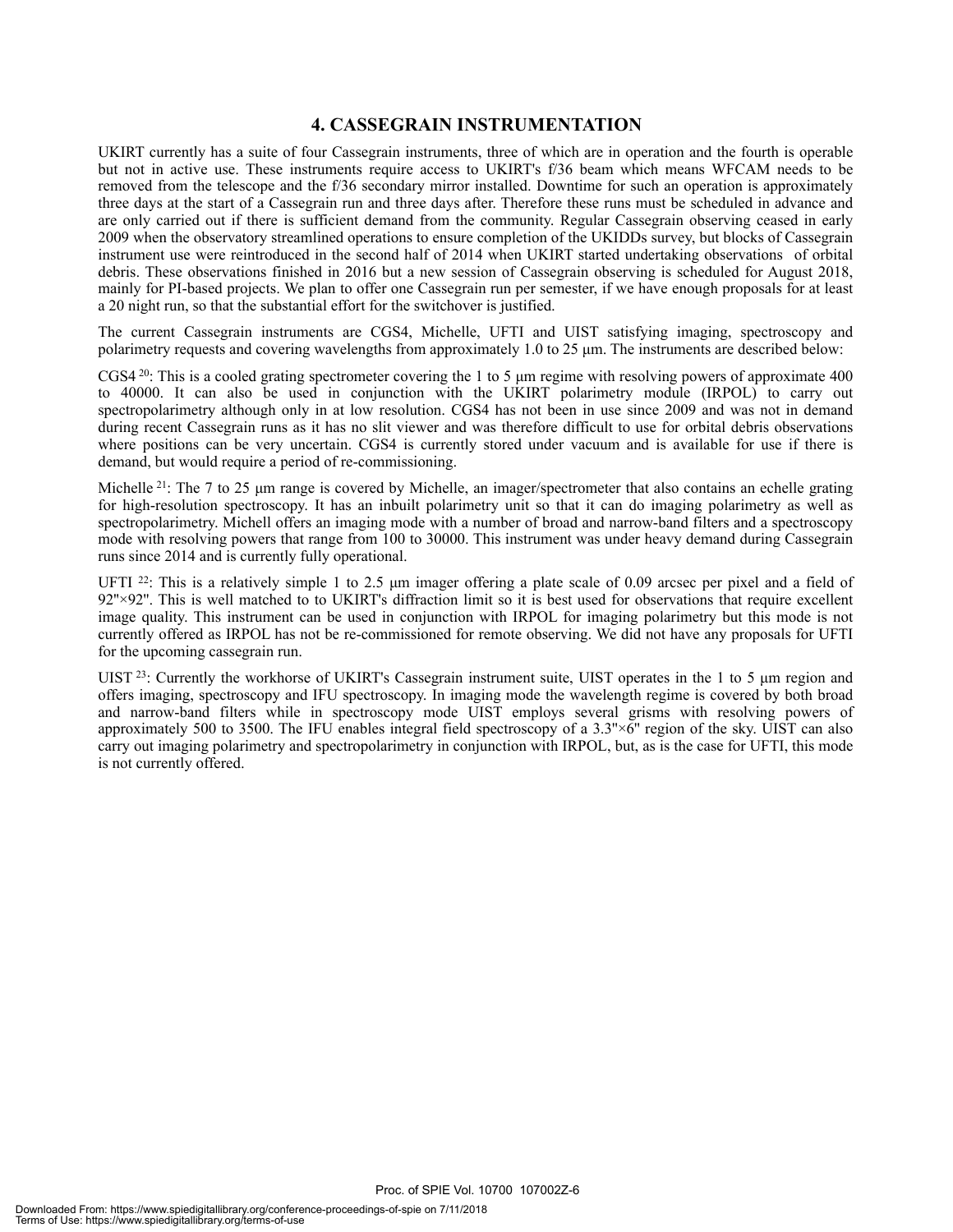# 4. CASSEGRAIN INSTRUMENTATION

UKIRT currently has a suite of four Cassegrain instruments, three of which are in operation and the fourth is operable but not in active use. These instruments require access to UKIRT's f/36 beam which means WFCAM needs to be removed from the telescope and the f/36 secondary mirror installed. Downtime for such an operation is approximately three days at the start of a Cassegrain run and three days after. Therefore these runs must be scheduled in advance and are only carried out if there is sufficient demand from the community. Regular Cassegrain observing ceased in early 2009 when the observatory streamlined operations to ensure completion of the UKIDDs survey, but blocks of Cassegrain instrument use were reintroduced in the second half of 2014 when UKIRT started undertaking observations of orbital debris. These observations finished in 2016 but a new session of Cassegrain observing is scheduled for August 2018, mainly for PI-based projects. We plan to offer one Cassegrain run per semester, if we have enough proposals for at least a 20 night run, so that the substantial effort for the switchover is justified.

The current Cassegrain instruments are CGS4, Michelle, UFTI and UIST satisfying imaging, spectroscopy and polarimetry requests and covering wavelengths from approximately 1.0 to 25 μm. The instruments are described below:

CGS4 [20]: This is a cooled grating spectrometer covering the 1 to 5 μm regime with resolving powers of approximate 400 to 40000. It can also be used in conjunction with the UKIRT polarimetry module (IRPOL) to carry out spectropolarimetry although only in at low resolution. CGS4 has not been in use since 2009 and was not in demand during recent Cassegrain runs as it has no slit viewer and was therefore difficult to use for orbital debris observations where positions can be very uncertain. CGS4 is currently stored under vacuum and is available for use if there is demand, but would require a period of re-commissioning.

Michelle [21]: The 7 to 25 μm range is covered by Michelle, an imager/spectrometer that also contains an echelle grating for high-resolution spectroscopy. It has an inbuilt polarimetry unit so that it can do imaging polarimetry as well as spectropolarimetry. Michell offers an imaging mode with a number of broad and narrow-band filters and a spectroscopy mode with resolving powers that range from 100 to 30000. This instrument was under heavy demand during Cassegrain runs since 2014 and is currently fully operational.

UFTI [22]: This is a relatively simple 1 to 2.5 μm imager offering a plate scale of 0.09 arcsec per pixel and a field of 92"×92". This is well matched to to UKIRT's diffraction limit so it is best used for observations that require excellent image quality. This instrument can be used in conjunction with IRPOL for imaging polarimetry but this mode is not currently offered as IRPOL has not be re-commissioned for remote observing. We did not have any proposals for UFTI for the upcoming cassegrain run.

UIST [23]: Currently the workhorse of UKIRT's Cassegrain instrument suite, UIST operates in the 1 to 5 μm region and offers imaging, spectroscopy and IFU spectroscopy. In imaging mode the wavelength regime is covered by both broad and narrow-band filters while in spectroscopy mode UIST employs several grisms with resolving powers of approximately 500 to 3500. The IFU enables integral field spectroscopy of a 3.3"×6" region of the sky. UIST can also carry out imaging polarimetry and spectropolarimetry in conjunction with IRPOL, but, as is the case for UFTI, this mode is not currently offered.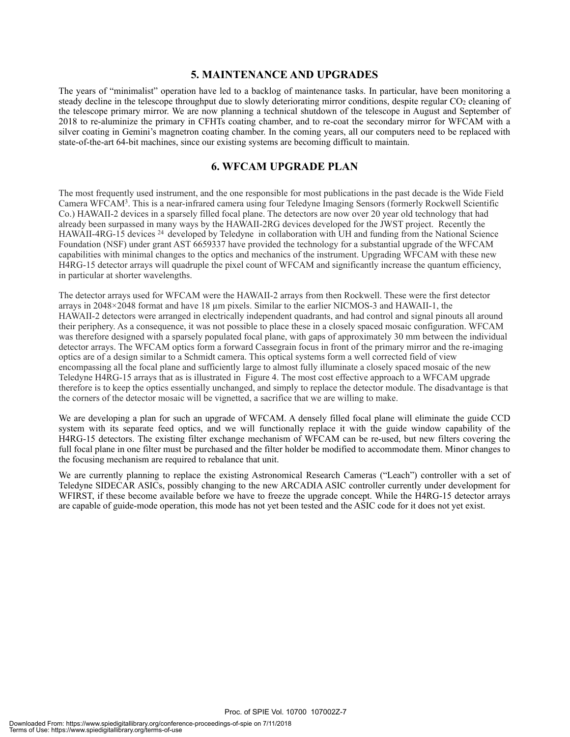## 5. MAINTENANCE AND UPGRADES

The years of "minimalist" operation have led to a backlog of maintenance tasks. In particular, have been monitoring a steady decline in the telescope throughput due to slowly deteriorating mirror conditions, despite regular $CO_2$ cleaning of the telescope primary mirror. We are now planning a technical shutdown of the telescope in August and September of 2018 to re-aluminize the primary in CFHTs coating chamber, and to re-coat the secondary mirror for WFCAM with a silver coating in Gemini's magnetron coating chamber. In the coming years, all our computers need to be replaced with state-of-the-art 64-bit machines, since our existing systems are becoming difficult to maintain.

## 6. WFCAM UPGRADE PLAN

The most frequently used instrument, and the one responsible for most publications in the past decade is the Wide Field Camera WFCAM[3]. This is a near-infrared camera using four Teledyne Imaging Sensors (formerly Rockwell Scientific Co.) HAWAII-2 devices in a sparsely filled focal plane. The detectors are now over 20 year old technology that had already been surpassed in many ways by the HAWAII-2RG devices developed for the JWST project. Recently the HAWAII-4RG-15 devices [24] developed by Teledyne in collaboration with UH and funding from the National Science Foundation (NSF) under grant AST 6659337 have provided the technology for a substantial upgrade of the WFCAM capabilities with minimal changes to the optics and mechanics of the instrument. Upgrading WFCAM with these new H4RG-15 detector arrays will quadruple the pixel count of WFCAM and significantly increase the quantum efficiency, in particular at shorter wavelengths.

The detector arrays used for WFCAM were the HAWAII-2 arrays from then Rockwell. These were the first detector arrays in 2048×2048 format and have 18 µm pixels. Similar to the earlier NICMOS-3 and HAWAII-1, the HAWAII-2 detectors were arranged in electrically independent quadrants, and had control and signal pinouts all around their periphery. As a consequence, it was not possible to place these in a closely spaced mosaic configuration. WFCAM was therefore designed with a sparsely populated focal plane, with gaps of approximately 30 mm between the individual detector arrays. The WFCAM optics form a forward Cassegrain focus in front of the primary mirror and the re-imaging optics are of a design similar to a Schmidt camera. This optical systems form a well corrected field of view encompassing all the focal plane and sufficiently large to almost fully illuminate a closely spaced mosaic of the new Teledyne H4RG-15 arrays that as is illustrated in Figure 4. The most cost effective approach to a WFCAM upgrade therefore is to keep the optics essentially unchanged, and simply to replace the detector module. The disadvantage is that the corners of the detector mosaic will be vignetted, a sacrifice that we are willing to make.

We are developing a plan for such an upgrade of WFCAM. A densely filled focal plane will eliminate the guide CCD system with its separate feed optics, and we will functionally replace it with the guide window capability of the H4RG-15 detectors. The existing filter exchange mechanism of WFCAM can be re-used, but new filters covering the full focal plane in one filter must be purchased and the filter holder be modified to accommodate them. Minor changes to the focusing mechanism are required to rebalance that unit.

We are currently planning to replace the existing Astronomical Research Cameras ("Leach") controller with a set of Teledyne SIDECAR ASICs, possibly changing to the new ARCADIA ASIC controller currently under development for WFIRST, if these become available before we have to freeze the upgrade concept. While the H4RG-15 detector arrays are capable of guide-mode operation, this mode has not yet been tested and the ASIC code for it does not yet exist.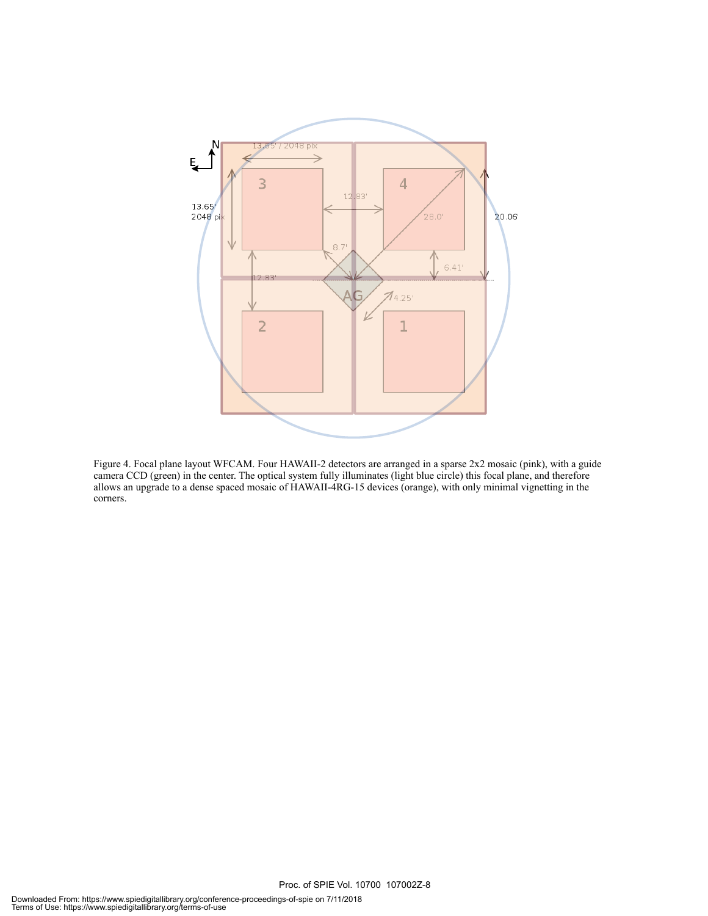Figure 4. Focal plane layout WFCAM. Four HAWAII-2 detectors are arranged in a sparse 2x2 mosaic (pink), with a guide camera CCD (green) in the center. The optical system fully illuminates (light blue circle) this focal plane, and therefore allows an upgrade to a dense spaced mosaic of HAWAII-4RG-15 devices (orange), with only minimal vignetting in the corners.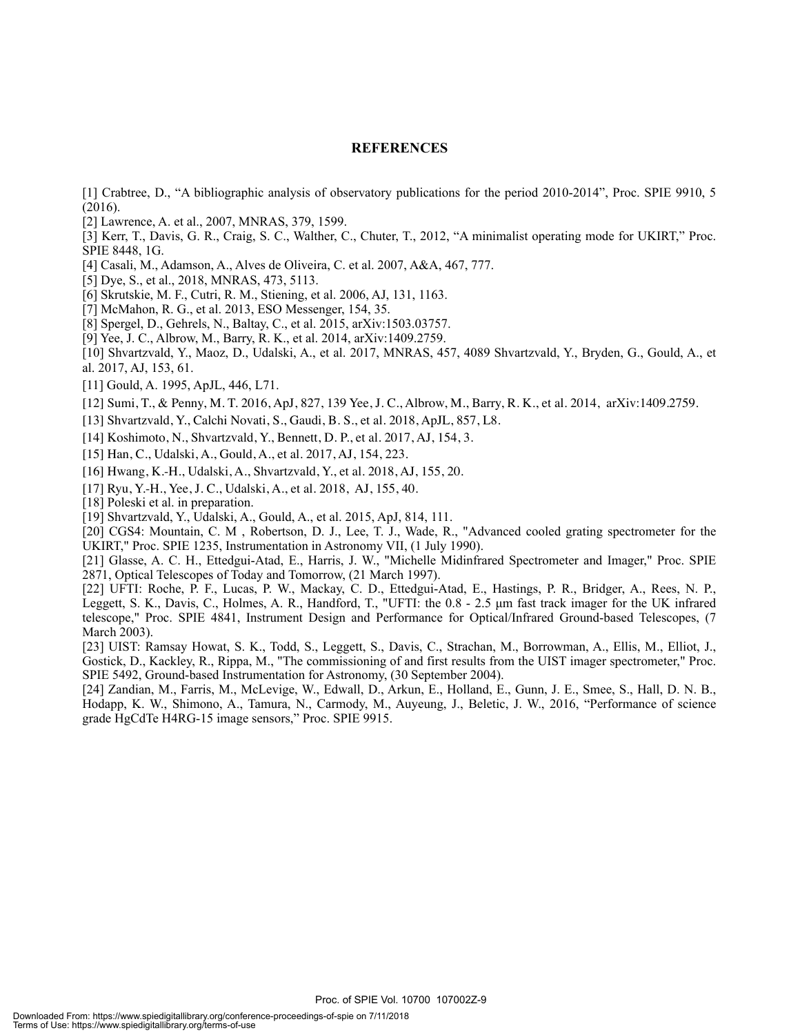## REFERENCES

[1] Crabtree, D., “A bibliographic analysis of observatory publications for the period 2010-2014”, Proc. SPIE 9910, 5 (2016).

[2] Lawrence, A. et al., 2007, MNRAS, 379, 1599.

[3] Kerr, T., Davis, G. R., Craig, S. C., Walther, C., Chuter, T., 2012, “A minimalist operating mode for UKIRT,” Proc. SPIE 8448, 1G.

[4] Casali, M., Adamson, A., Alves de Oliveira, C. et al. 2007, A&A, 467, 777.

[5] Dye, S., et al., 2018, MNRAS, 473, 5113.

[6] Skrutskie, M. F., Cutri, R. M., Stiening, et al. 2006, AJ, 131, 1163.

[7] McMahon, R. G., et al. 2013, ESO Messenger, 154, 35.

[8] Spergel, D., Gehrels, N., Baltay, C., et al. 2015, arXiv:1503.03757.

[9] Yee, J. C., Albrow, M., Barry, R. K., et al. 2014, arXiv:1409.2759.

[10] Shvartzvald, Y., Maoz, D., Udalski, A., et al. 2017, MNRAS, 457, 4089 Shvartzvald, Y., Bryden, G., Gould, A., et al. 2017, AJ, 153, 61.

[11] Gould, A. 1995, ApJL, 446, L71.

[12] Sumi, T., & Penny, M. T. 2016, ApJ, 827, 139 Yee, J. C., Albrow, M., Barry, R. K., et al. 2014, arXiv:1409.2759.

[13] Shvartzvald, Y., Calchi Novati, S., Gaudi, B. S., et al. 2018, ApJL, 857, L8.

[14] Koshimoto, N., Shvartzvald, Y., Bennett, D. P., et al. 2017, AJ, 154, 3.

[15] Han, C., Udalski, A., Gould, A., et al. 2017, AJ, 154, 223.

[16] Hwang, K.-H., Udalski, A., Shvartzvald, Y., et al. 2018, AJ, 155, 20.

[17] Ryu, Y.-H., Yee, J. C., Udalski, A., et al. 2018, AJ, 155, 40.

[18] Poleski et al. in preparation.

[19] Shvartzvald, Y., Udalski, A., Gould, A., et al. 2015, ApJ, 814, 111.

[20] CGS4: Mountain, C. M , Robertson, D. J., Lee, T. J., Wade, R., "Advanced cooled grating spectrometer for the UKIRT," Proc. SPIE 1235, Instrumentation in Astronomy VII, (1 July 1990).

[21] Glasse, A. C. H., Ettedgui-Atad, E., Harris, J. W., "Michelle Midinfrared Spectrometer and Imager," Proc. SPIE 2871, Optical Telescopes of Today and Tomorrow, (21 March 1997).

[22] UFTI: Roche, P. F., Lucas, P. W., Mackay, C. D., Ettedgui-Atad, E., Hastings, P. R., Bridger, A., Rees, N. P., Leggett, S. K., Davis, C., Holmes, A. R., Handford, T., "UFTI: the 0.8 - 2.5 μm fast track imager for the UK infrared telescope," Proc. SPIE 4841, Instrument Design and Performance for Optical/Infrared Ground-based Telescopes, (7 March 2003).

[23] UIST: Ramsay Howat, S. K., Todd, S., Leggett, S., Davis, C., Strachan, M., Borrowman, A., Ellis, M., Elliot, J., Gostick, D., Kackley, R., Rippa, M., "The commissioning of and first results from the UIST imager spectrometer," Proc. SPIE 5492, Ground-based Instrumentation for Astronomy, (30 September 2004).

[24] Zandian, M., Farris, M., McLevige, W., Edwall, D., Arkun, E., Holland, E., Gunn, J. E., Smee, S., Hall, D. N. B., Hodapp, K. W., Shimono, A., Tamura, N., Carmody, M., Auyeung, J., Beletic, J. W., 2016, “Performance of science grade HgCdTe H4RG-15 image sensors,” Proc. SPIE 9915.